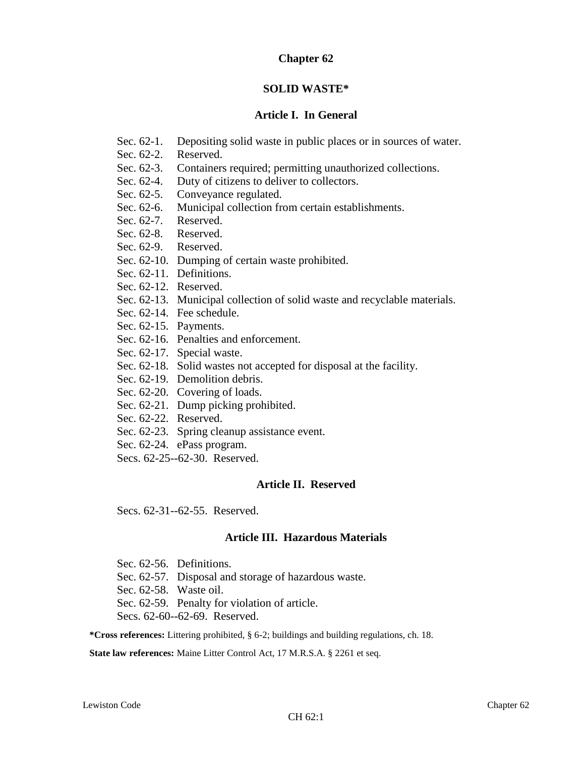# Chapter 62

## SOLID WASTE*

### Article I. In General

Sec. 62-1. Depositing solid waste in public places or in sources of water.
Sec. 62-2. Reserved.
Sec. 62-3. Containers required; permitting unauthorized collections.
Sec. 62-4. Duty of citizens to deliver to collectors.
Sec. 62-5. Conveyance regulated.
Sec. 62-6. Municipal collection from certain establishments.
Sec. 62-7. Reserved.
Sec. 62-8. Reserved.
Sec. 62-9. Reserved.
Sec. 62-10. Dumping of certain waste prohibited.
Sec. 62-11. Definitions.
Sec. 62-12. Reserved.
Sec. 62-13. Municipal collection of solid waste and recyclable materials.
Sec. 62-14. Fee schedule.
Sec. 62-15. Payments.
Sec. 62-16. Penalties and enforcement.
Sec. 62-17. Special waste.
Sec. 62-18. Solid wastes not accepted for disposal at the facility.
Sec. 62-19. Demolition debris.
Sec. 62-20. Covering of loads.
Sec. 62-21. Dump picking prohibited.
Sec. 62-22. Reserved.
Sec. 62-23. Spring cleanup assistance event.
Sec. 62-24. ePass program.
Secs. 62-25--62-30. Reserved.

### Article II. Reserved

Secs. 62-31--62-55. Reserved.

### Article III. Hazardous Materials

Sec. 62-56. Definitions.
Sec. 62-57. Disposal and storage of hazardous waste.
Sec. 62-58. Waste oil.
Sec. 62-59. Penalty for violation of article.
Secs. 62-60--62-69. Reserved.

**\*Cross references:** Littering prohibited, § 6-2; buildings and building regulations, ch. 18.

**State law references:** Maine Litter Control Act, 17 M.R.S.A. § 2261 et seq.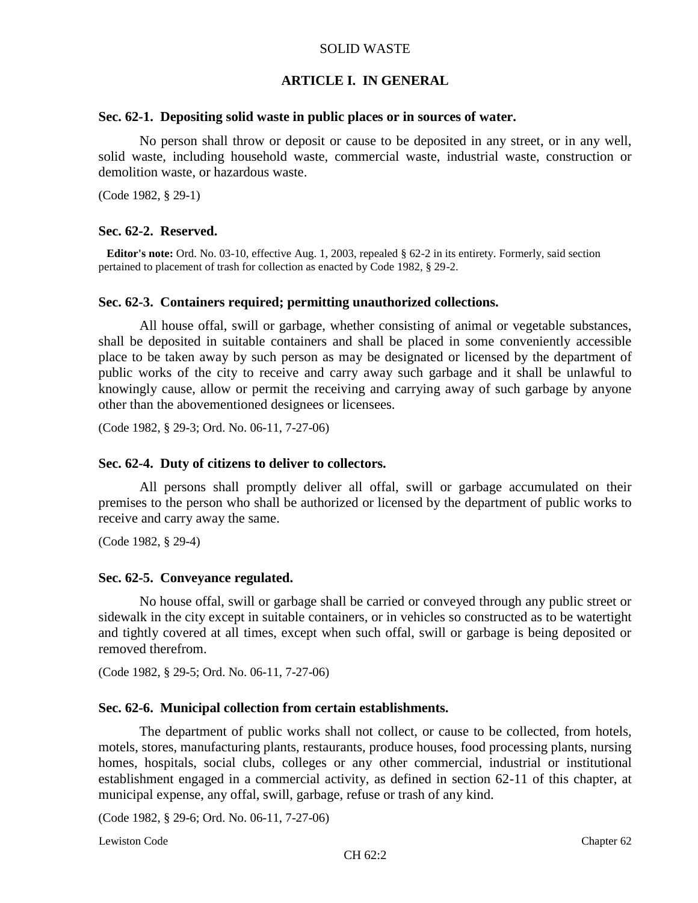# SOLID WASTE

## ARTICLE I. IN GENERAL

### Sec. 62-1. Depositing solid waste in public places or in sources of water.

No person shall throw or deposit or cause to be deposited in any street, or in any well, solid waste, including household waste, commercial waste, industrial waste, construction or demolition waste, or hazardous waste.

(Code 1982, § 29-1)

### Sec. 62-2. Reserved.

**Editor's note:** Ord. No. 03-10, effective Aug. 1, 2003, repealed § 62-2 in its entirety. Formerly, said section pertained to placement of trash for collection as enacted by Code 1982, § 29-2.

### Sec. 62-3. Containers required; permitting unauthorized collections.

All house offal, swill or garbage, whether consisting of animal or vegetable substances, shall be deposited in suitable containers and shall be placed in some conveniently accessible place to be taken away by such person as may be designated or licensed by the department of public works of the city to receive and carry away such garbage and it shall be unlawful to knowingly cause, allow or permit the receiving and carrying away of such garbage by anyone other than the abovementioned designees or licensees.

(Code 1982, § 29-3; Ord. No. 06-11, 7-27-06)

### Sec. 62-4. Duty of citizens to deliver to collectors.

All persons shall promptly deliver all offal, swill or garbage accumulated on their premises to the person who shall be authorized or licensed by the department of public works to receive and carry away the same.

(Code 1982, § 29-4)

### Sec. 62-5. Conveyance regulated.

No house offal, swill or garbage shall be carried or conveyed through any public street or sidewalk in the city except in suitable containers, or in vehicles so constructed as to be watertight and tightly covered at all times, except when such offal, swill or garbage is being deposited or removed therefrom.

(Code 1982, § 29-5; Ord. No. 06-11, 7-27-06)

### Sec. 62-6. Municipal collection from certain establishments.

The department of public works shall not collect, or cause to be collected, from hotels, motels, stores, manufacturing plants, restaurants, produce houses, food processing plants, nursing homes, hospitals, social clubs, colleges or any other commercial, industrial or institutional establishment engaged in a commercial activity, as defined in section 62-11 of this chapter, at municipal expense, any offal, swill, garbage, refuse or trash of any kind.

(Code 1982, § 29-6; Ord. No. 06-11, 7-27-06)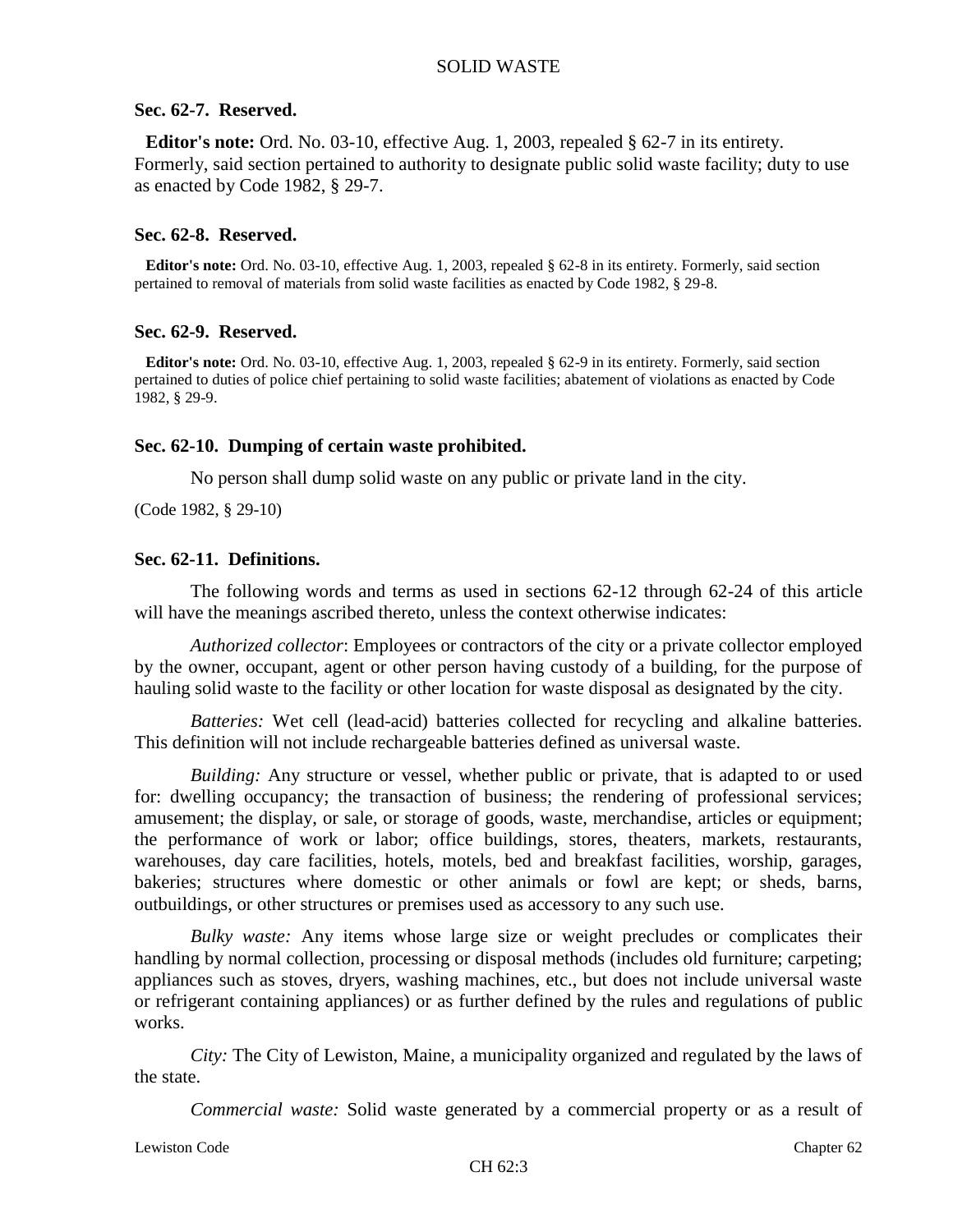### Sec. 62-7. Reserved.

**Editor's note:** Ord. No. 03-10, effective Aug. 1, 2003, repealed § 62-7 in its entirety. Formerly, said section pertained to authority to designate public solid waste facility; duty to use as enacted by Code 1982, § 29-7.

### Sec. 62-8. Reserved.

**Editor's note:** Ord. No. 03-10, effective Aug. 1, 2003, repealed § 62-8 in its entirety. Formerly, said section pertained to removal of materials from solid waste facilities as enacted by Code 1982, § 29-8.

### Sec. 62-9. Reserved.

**Editor's note:** Ord. No. 03-10, effective Aug. 1, 2003, repealed § 62-9 in its entirety. Formerly, said section pertained to duties of police chief pertaining to solid waste facilities; abatement of violations as enacted by Code 1982, § 29-9.

### Sec. 62-10. Dumping of certain waste prohibited.

No person shall dump solid waste on any public or private land in the city.

(Code 1982, § 29-10)

### Sec. 62-11. Definitions.

The following words and terms as used in sections 62-12 through 62-24 of this article will have the meanings ascribed thereto, unless the context otherwise indicates:

*Authorized collector*: Employees or contractors of the city or a private collector employed by the owner, occupant, agent or other person having custody of a building, for the purpose of hauling solid waste to the facility or other location for waste disposal as designated by the city.

*Batteries:* Wet cell (lead-acid) batteries collected for recycling and alkaline batteries. This definition will not include rechargeable batteries defined as universal waste.

*Building:* Any structure or vessel, whether public or private, that is adapted to or used for: dwelling occupancy; the transaction of business; the rendering of professional services; amusement; the display, or sale, or storage of goods, waste, merchandise, articles or equipment; the performance of work or labor; office buildings, stores, theaters, markets, restaurants, warehouses, day care facilities, hotels, motels, bed and breakfast facilities, worship, garages, bakeries; structures where domestic or other animals or fowl are kept; or sheds, barns, outbuildings, or other structures or premises used as accessory to any such use.

*Bulky waste:* Any items whose large size or weight precludes or complicates their handling by normal collection, processing or disposal methods (includes old furniture; carpeting; appliances such as stoves, dryers, washing machines, etc., but does not include universal waste or refrigerant containing appliances) or as further defined by the rules and regulations of public works.

*City:* The City of Lewiston, Maine, a municipality organized and regulated by the laws of the state.

*Commercial waste:* Solid waste generated by a commercial property or as a result of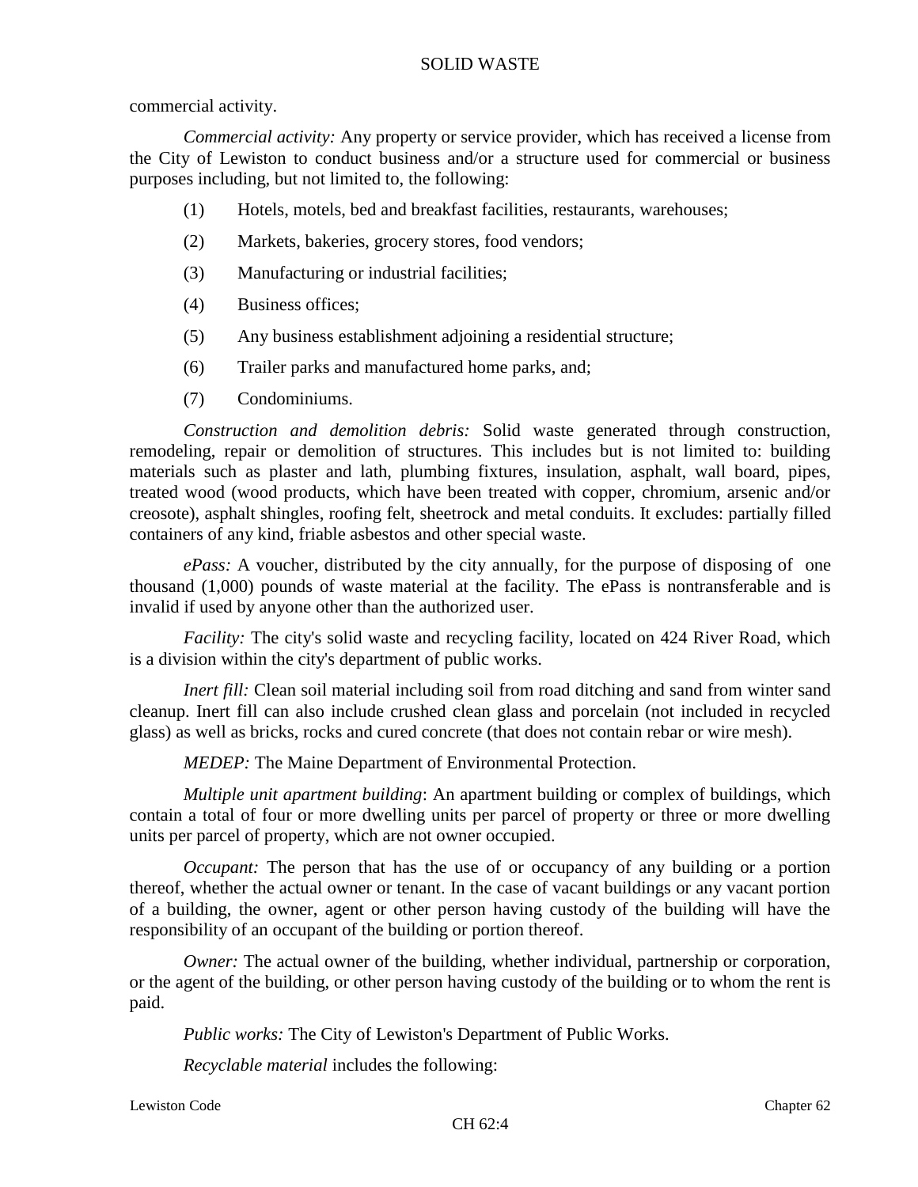commercial activity.

*Commercial activity:* Any property or service provider, which has received a license from the City of Lewiston to conduct business and/or a structure used for commercial or business purposes including, but not limited to, the following:

(1) Hotels, motels, bed and breakfast facilities, restaurants, warehouses;

(2) Markets, bakeries, grocery stores, food vendors;

(3) Manufacturing or industrial facilities;

(4) Business offices;

(5) Any business establishment adjoining a residential structure;

(6) Trailer parks and manufactured home parks, and;

(7) Condominiums.

*Construction and demolition debris:* Solid waste generated through construction, remodeling, repair or demolition of structures. This includes but is not limited to: building materials such as plaster and lath, plumbing fixtures, insulation, asphalt, wall board, pipes, treated wood (wood products, which have been treated with copper, chromium, arsenic and/or creosote), asphalt shingles, roofing felt, sheetrock and metal conduits. It excludes: partially filled containers of any kind, friable asbestos and other special waste.

*ePass:* A voucher, distributed by the city annually, for the purpose of disposing of one thousand (1,000) pounds of waste material at the facility. The ePass is nontransferable and is invalid if used by anyone other than the authorized user.

*Facility:* The city's solid waste and recycling facility, located on 424 River Road, which is a division within the city's department of public works.

*Inert fill:* Clean soil material including soil from road ditching and sand from winter sand cleanup. Inert fill can also include crushed clean glass and porcelain (not included in recycled glass) as well as bricks, rocks and cured concrete (that does not contain rebar or wire mesh).

*MEDEP:* The Maine Department of Environmental Protection.

*Multiple unit apartment building*: An apartment building or complex of buildings, which contain a total of four or more dwelling units per parcel of property or three or more dwelling units per parcel of property, which are not owner occupied.

*Occupant:* The person that has the use of or occupancy of any building or a portion thereof, whether the actual owner or tenant. In the case of vacant buildings or any vacant portion of a building, the owner, agent or other person having custody of the building will have the responsibility of an occupant of the building or portion thereof.

*Owner:* The actual owner of the building, whether individual, partnership or corporation, or the agent of the building, or other person having custody of the building or to whom the rent is paid.

*Public works:* The City of Lewiston's Department of Public Works.

*Recyclable material* includes the following: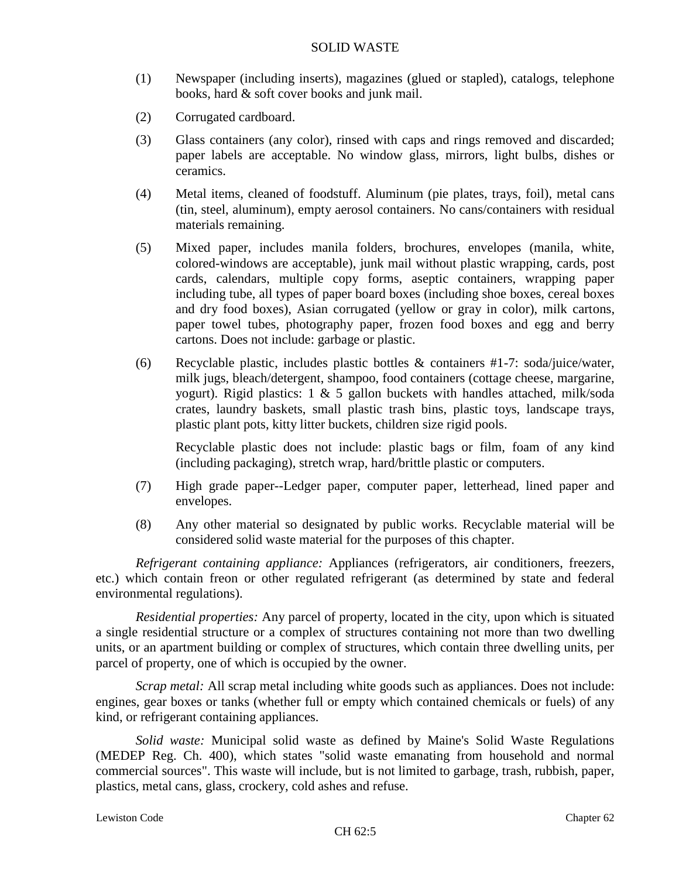(1) Newspaper (including inserts), magazines (glued or stapled), catalogs, telephone books, hard & soft cover books and junk mail.

(2) Corrugated cardboard.

(3) Glass containers (any color), rinsed with caps and rings removed and discarded; paper labels are acceptable. No window glass, mirrors, light bulbs, dishes or ceramics.

(4) Metal items, cleaned of foodstuff. Aluminum (pie plates, trays, foil), metal cans (tin, steel, aluminum), empty aerosol containers. No cans/containers with residual materials remaining.

(5) Mixed paper, includes manila folders, brochures, envelopes (manila, white, colored-windows are acceptable), junk mail without plastic wrapping, cards, post cards, calendars, multiple copy forms, aseptic containers, wrapping paper including tube, all types of paper board boxes (including shoe boxes, cereal boxes and dry food boxes), Asian corrugated (yellow or gray in color), milk cartons, paper towel tubes, photography paper, frozen food boxes and egg and berry cartons. Does not include: garbage or plastic.

(6) Recyclable plastic, includes plastic bottles & containers #1-7: soda/juice/water, milk jugs, bleach/detergent, shampoo, food containers (cottage cheese, margarine, yogurt). Rigid plastics: 1 & 5 gallon buckets with handles attached, milk/soda crates, laundry baskets, small plastic trash bins, plastic toys, landscape trays, plastic plant pots, kitty litter buckets, children size rigid pools.

    Recyclable plastic does not include: plastic bags or film, foam of any kind (including packaging), stretch wrap, hard/brittle plastic or computers.

(7) High grade paper--Ledger paper, computer paper, letterhead, lined paper and envelopes.

(8) Any other material so designated by public works. Recyclable material will be considered solid waste material for the purposes of this chapter.

*Refrigerant containing appliance:* Appliances (refrigerators, air conditioners, freezers, etc.) which contain freon or other regulated refrigerant (as determined by state and federal environmental regulations).

*Residential properties:* Any parcel of property, located in the city, upon which is situated a single residential structure or a complex of structures containing not more than two dwelling units, or an apartment building or complex of structures, which contain three dwelling units, per parcel of property, one of which is occupied by the owner.

*Scrap metal:* All scrap metal including white goods such as appliances. Does not include: engines, gear boxes or tanks (whether full or empty which contained chemicals or fuels) of any kind, or refrigerant containing appliances.

*Solid waste:* Municipal solid waste as defined by Maine's Solid Waste Regulations (MEDEP Reg. Ch. 400), which states "solid waste emanating from household and normal commercial sources". This waste will include, but is not limited to garbage, trash, rubbish, paper, plastics, metal cans, glass, crockery, cold ashes and refuse.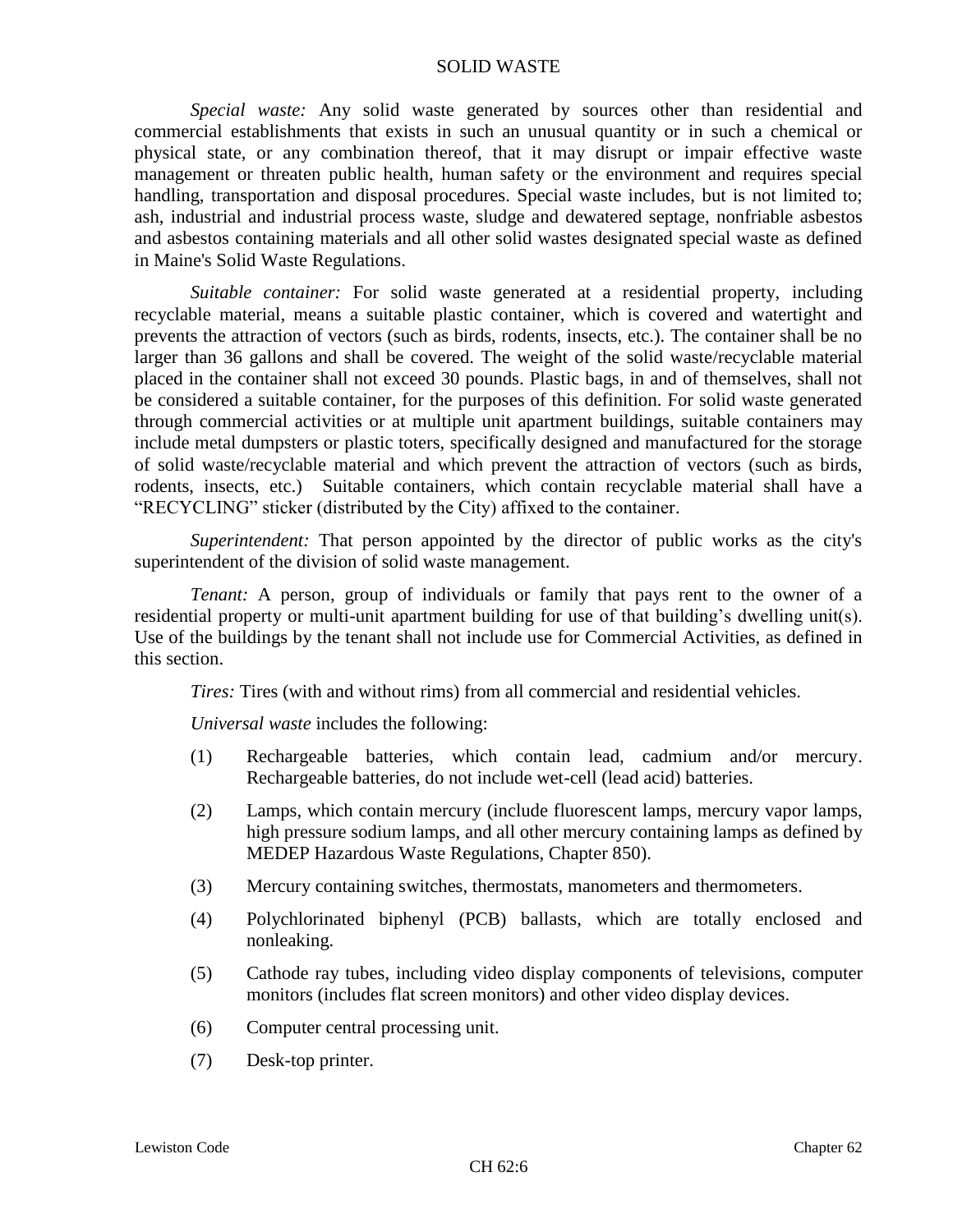*Special waste:* Any solid waste generated by sources other than residential and commercial establishments that exists in such an unusual quantity or in such a chemical or physical state, or any combination thereof, that it may disrupt or impair effective waste management or threaten public health, human safety or the environment and requires special handling, transportation and disposal procedures. Special waste includes, but is not limited to; ash, industrial and industrial process waste, sludge and dewatered septage, nonfriable asbestos and asbestos containing materials and all other solid wastes designated special waste as defined in Maine's Solid Waste Regulations.

*Suitable container:* For solid waste generated at a residential property, including recyclable material, means a suitable plastic container, which is covered and watertight and prevents the attraction of vectors (such as birds, rodents, insects, etc.). The container shall be no larger than 36 gallons and shall be covered. The weight of the solid waste/recyclable material placed in the container shall not exceed 30 pounds. Plastic bags, in and of themselves, shall not be considered a suitable container, for the purposes of this definition. For solid waste generated through commercial activities or at multiple unit apartment buildings, suitable containers may include metal dumpsters or plastic toters, specifically designed and manufactured for the storage of solid waste/recyclable material and which prevent the attraction of vectors (such as birds, rodents, insects, etc.) Suitable containers, which contain recyclable material shall have a "RECYCLING" sticker (distributed by the City) affixed to the container.

*Superintendent:* That person appointed by the director of public works as the city's superintendent of the division of solid waste management.

*Tenant:* A person, group of individuals or family that pays rent to the owner of a residential property or multi-unit apartment building for use of that building's dwelling unit(s). Use of the buildings by the tenant shall not include use for Commercial Activities, as defined in this section.

*Tires:* Tires (with and without rims) from all commercial and residential vehicles.

*Universal waste* includes the following:

(1) Rechargeable batteries, which contain lead, cadmium and/or mercury. Rechargeable batteries, do not include wet-cell (lead acid) batteries.

(2) Lamps, which contain mercury (include fluorescent lamps, mercury vapor lamps, high pressure sodium lamps, and all other mercury containing lamps as defined by MEDEP Hazardous Waste Regulations, Chapter 850).

(3) Mercury containing switches, thermostats, manometers and thermometers.

(4) Polychlorinated biphenyl (PCB) ballasts, which are totally enclosed and nonleaking.

(5) Cathode ray tubes, including video display components of televisions, computer monitors (includes flat screen monitors) and other video display devices.

(6) Computer central processing unit.

(7) Desk-top printer.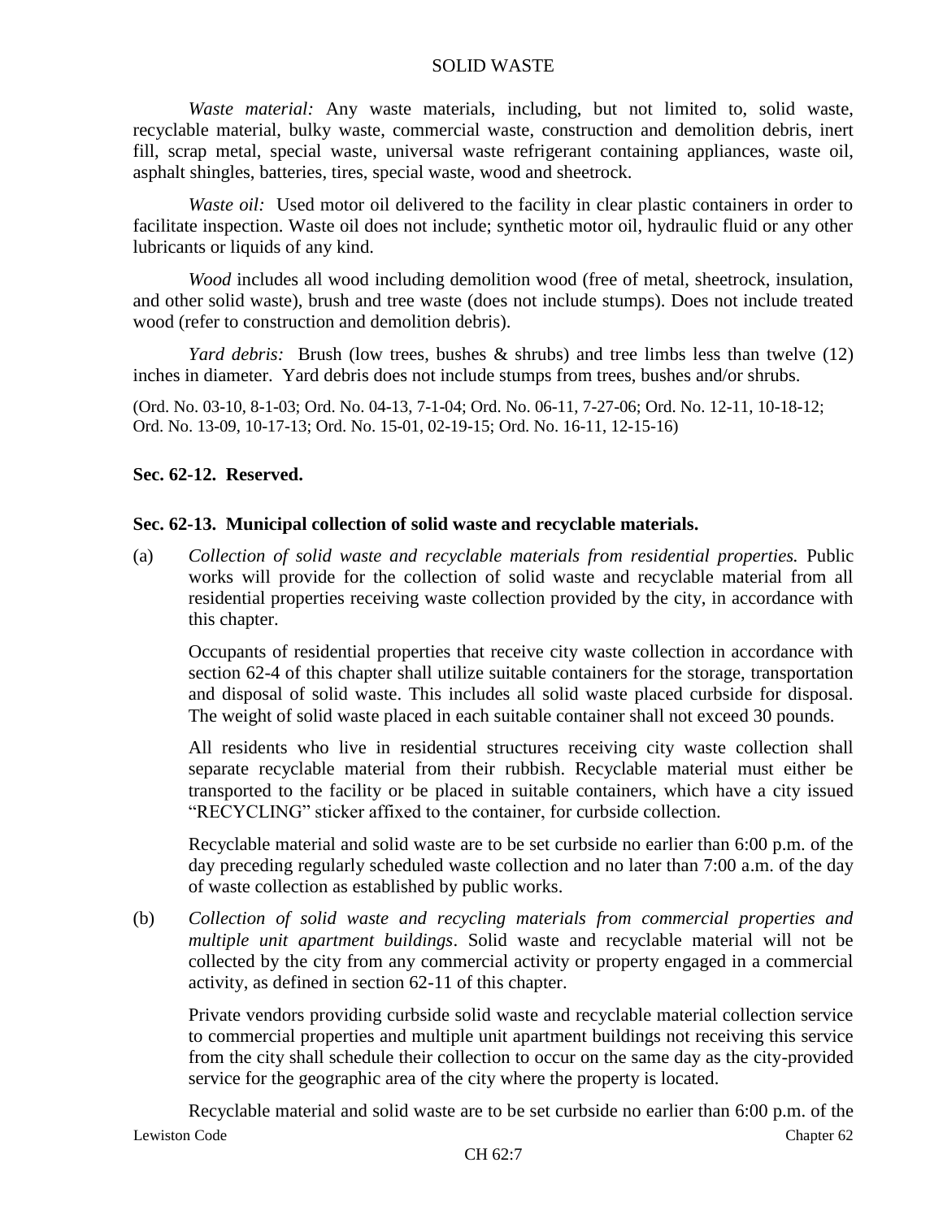*Waste material:* Any waste materials, including, but not limited to, solid waste, recyclable material, bulky waste, commercial waste, construction and demolition debris, inert fill, scrap metal, special waste, universal waste refrigerant containing appliances, waste oil, asphalt shingles, batteries, tires, special waste, wood and sheetrock.

*Waste oil:* Used motor oil delivered to the facility in clear plastic containers in order to facilitate inspection. Waste oil does not include; synthetic motor oil, hydraulic fluid or any other lubricants or liquids of any kind.

*Wood* includes all wood including demolition wood (free of metal, sheetrock, insulation, and other solid waste), brush and tree waste (does not include stumps). Does not include treated wood (refer to construction and demolition debris).

*Yard debris:* Brush (low trees, bushes & shrubs) and tree limbs less than twelve (12) inches in diameter. Yard debris does not include stumps from trees, bushes and/or shrubs.

(Ord. No. 03-10, 8-1-03; Ord. No. 04-13, 7-1-04; Ord. No. 06-11, 7-27-06; Ord. No. 12-11, 10-18-12; Ord. No. 13-09, 10-17-13; Ord. No. 15-01, 02-19-15; Ord. No. 16-11, 12-15-16)

**Sec. 62-12. Reserved.**

**Sec. 62-13. Municipal collection of solid waste and recyclable materials.**

(a) *Collection of solid waste and recyclable materials from residential properties.* Public works will provide for the collection of solid waste and recyclable material from all residential properties receiving waste collection provided by the city, in accordance with this chapter.

Occupants of residential properties that receive city waste collection in accordance with section 62-4 of this chapter shall utilize suitable containers for the storage, transportation and disposal of solid waste. This includes all solid waste placed curbside for disposal. The weight of solid waste placed in each suitable container shall not exceed 30 pounds.

All residents who live in residential structures receiving city waste collection shall separate recyclable material from their rubbish. Recyclable material must either be transported to the facility or be placed in suitable containers, which have a city issued "RECYCLING" sticker affixed to the container, for curbside collection.

Recyclable material and solid waste are to be set curbside no earlier than 6:00 p.m. of the day preceding regularly scheduled waste collection and no later than 7:00 a.m. of the day of waste collection as established by public works.

(b) *Collection of solid waste and recycling materials from commercial properties and multiple unit apartment buildings*. Solid waste and recyclable material will not be collected by the city from any commercial activity or property engaged in a commercial activity, as defined in section 62-11 of this chapter.

Private vendors providing curbside solid waste and recyclable material collection service to commercial properties and multiple unit apartment buildings not receiving this service from the city shall schedule their collection to occur on the same day as the city-provided service for the geographic area of the city where the property is located.

Recyclable material and solid waste are to be set curbside no earlier than 6:00 p.m. of the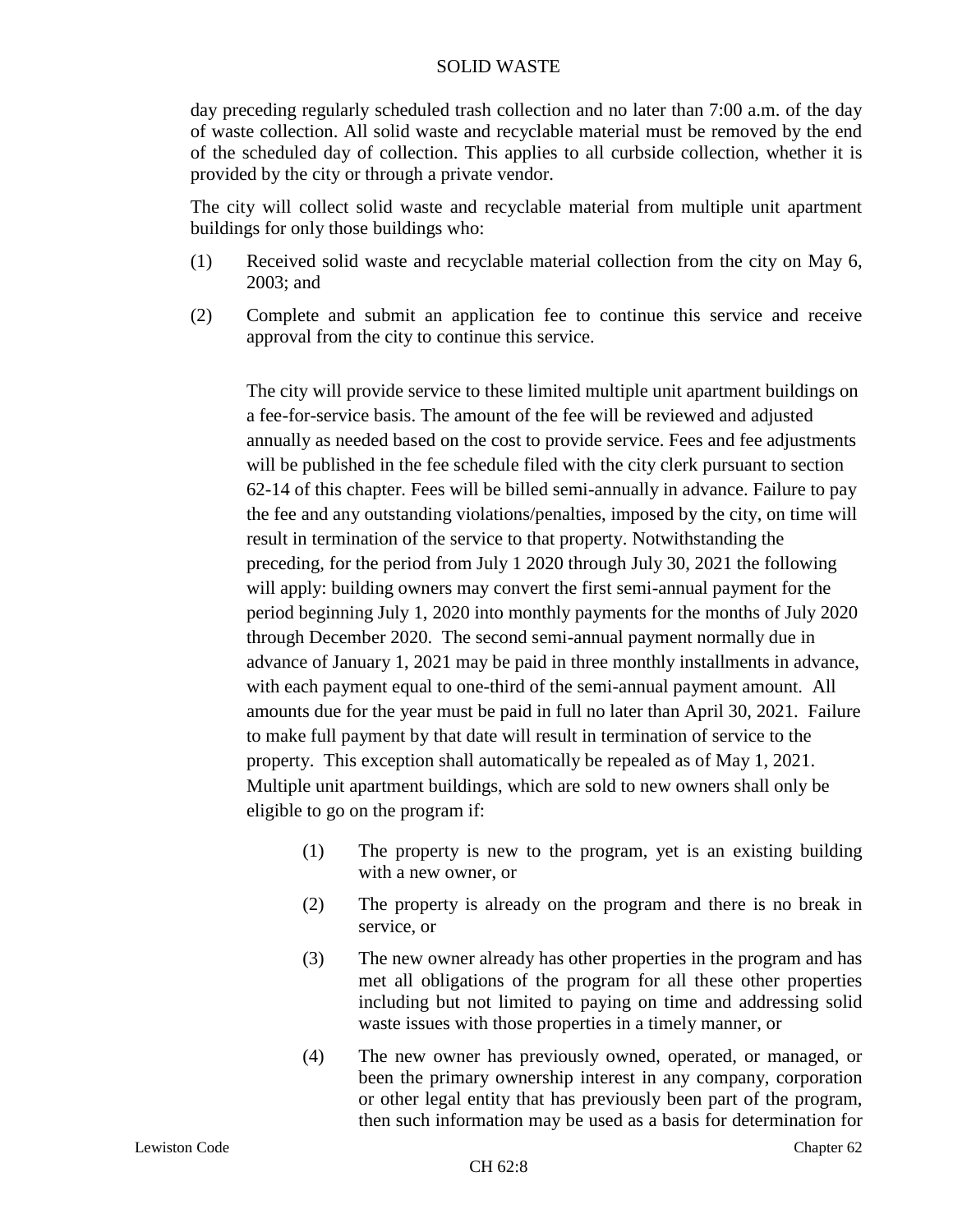day preceding regularly scheduled trash collection and no later than 7:00 a.m. of the day of waste collection. All solid waste and recyclable material must be removed by the end of the scheduled day of collection. This applies to all curbside collection, whether it is provided by the city or through a private vendor.

The city will collect solid waste and recyclable material from multiple unit apartment buildings for only those buildings who:

(1) Received solid waste and recyclable material collection from the city on May 6, 2003; and

(2) Complete and submit an application fee to continue this service and receive approval from the city to continue this service.

The city will provide service to these limited multiple unit apartment buildings on a fee-for-service basis. The amount of the fee will be reviewed and adjusted annually as needed based on the cost to provide service. Fees and fee adjustments will be published in the fee schedule filed with the city clerk pursuant to section 62-14 of this chapter. Fees will be billed semi-annually in advance. Failure to pay the fee and any outstanding violations/penalties, imposed by the city, on time will result in termination of the service to that property. Notwithstanding the preceding, for the period from July 1 2020 through July 30, 2021 the following will apply: building owners may convert the first semi-annual payment for the period beginning July 1, 2020 into monthly payments for the months of July 2020 through December 2020. The second semi-annual payment normally due in advance of January 1, 2021 may be paid in three monthly installments in advance, with each payment equal to one-third of the semi-annual payment amount. All amounts due for the year must be paid in full no later than April 30, 2021. Failure to make full payment by that date will result in termination of service to the property. This exception shall automatically be repealed as of May 1, 2021. Multiple unit apartment buildings, which are sold to new owners shall only be eligible to go on the program if:

(1) The property is new to the program, yet is an existing building with a new owner, or

(2) The property is already on the program and there is no break in service, or

(3) The new owner already has other properties in the program and has met all obligations of the program for all these other properties including but not limited to paying on time and addressing solid waste issues with those properties in a timely manner, or

(4) The new owner has previously owned, operated, or managed, or been the primary ownership interest in any company, corporation or other legal entity that has previously been part of the program, then such information may be used as a basis for determination for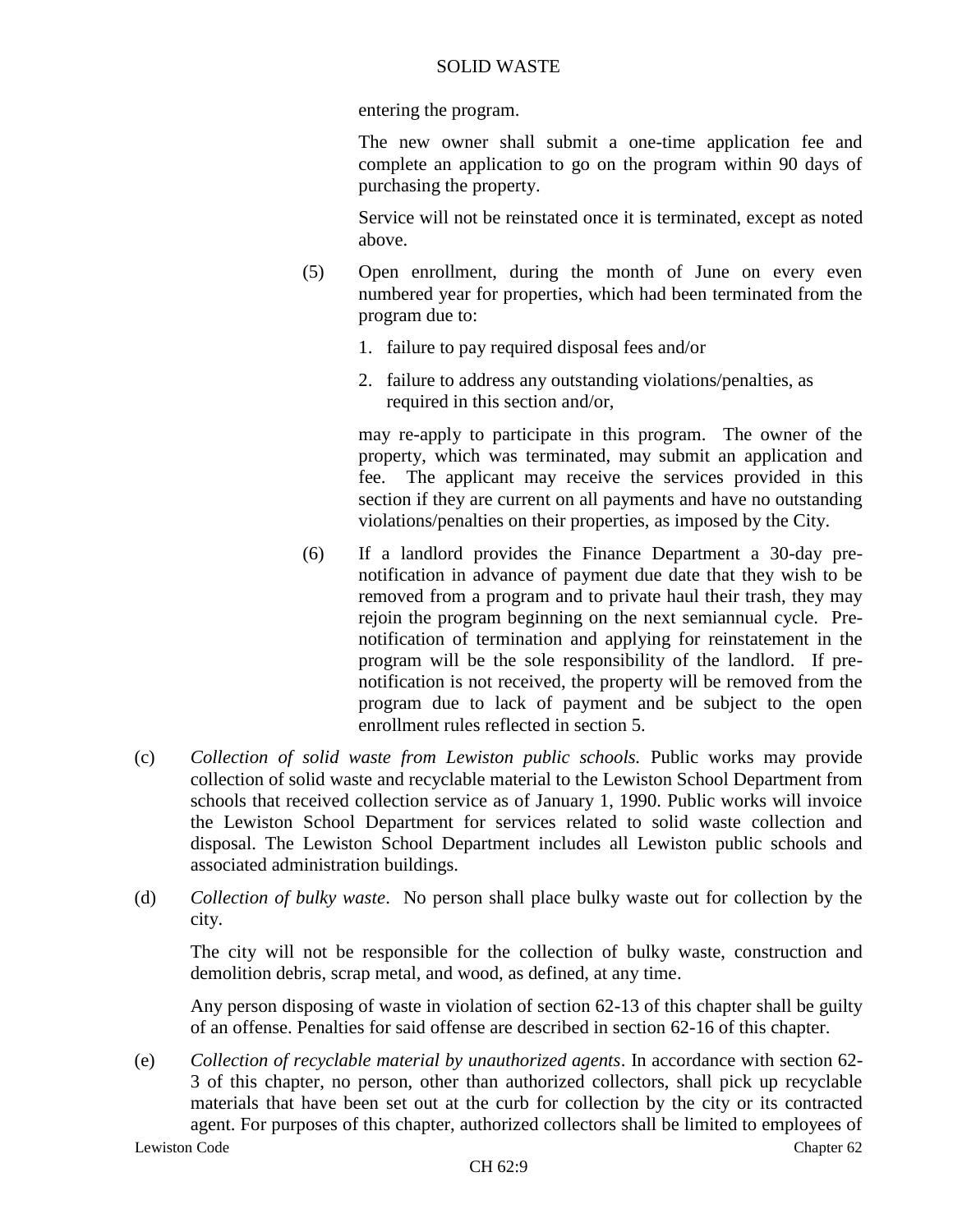entering the program.

The new owner shall submit a one-time application fee and complete an application to go on the program within 90 days of purchasing the property.

Service will not be reinstated once it is terminated, except as noted above.

(5) Open enrollment, during the month of June on every even numbered year for properties, which had been terminated from the program due to:

1. failure to pay required disposal fees and/or
2. failure to address any outstanding violations/penalties, as required in this section and/or,

may re-apply to participate in this program. The owner of the property, which was terminated, may submit an application and fee. The applicant may receive the services provided in this section if they are current on all payments and have no outstanding violations/penalties on their properties, as imposed by the City.

(6) If a landlord provides the Finance Department a 30-day pre-notification in advance of payment due date that they wish to be removed from a program and to private haul their trash, they may rejoin the program beginning on the next semiannual cycle. Pre-notification of termination and applying for reinstatement in the program will be the sole responsibility of the landlord. If pre-notification is not received, the property will be removed from the program due to lack of payment and be subject to the open enrollment rules reflected in section 5.

(c) *Collection of solid waste from Lewiston public schools.* Public works may provide collection of solid waste and recyclable material to the Lewiston School Department from schools that received collection service as of January 1, 1990. Public works will invoice the Lewiston School Department for services related to solid waste collection and disposal. The Lewiston School Department includes all Lewiston public schools and associated administration buildings.

(d) *Collection of bulky waste*. No person shall place bulky waste out for collection by the city.

The city will not be responsible for the collection of bulky waste, construction and demolition debris, scrap metal, and wood, as defined, at any time.

Any person disposing of waste in violation of section 62-13 of this chapter shall be guilty of an offense. Penalties for said offense are described in section 62-16 of this chapter.

(e) *Collection of recyclable material by unauthorized agents*. In accordance with section 62-3 of this chapter, no person, other than authorized collectors, shall pick up recyclable materials that have been set out at the curb for collection by the city or its contracted agent. For purposes of this chapter, authorized collectors shall be limited to employees of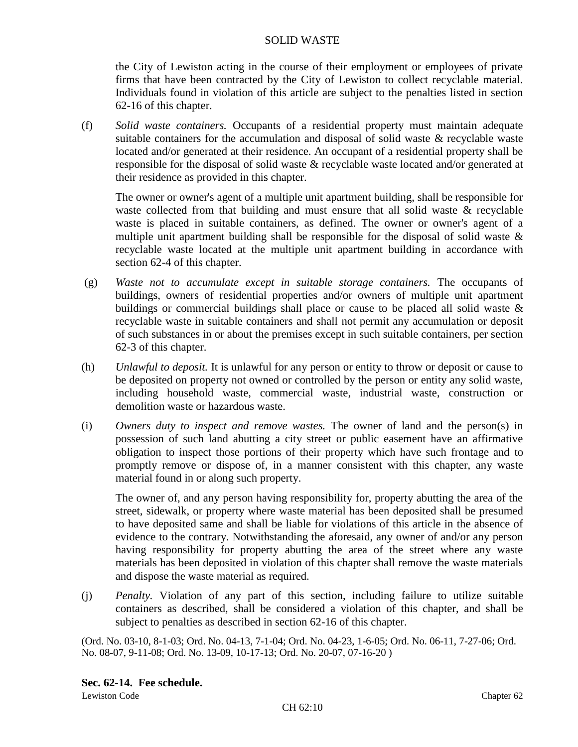the City of Lewiston acting in the course of their employment or employees of private firms that have been contracted by the City of Lewiston to collect recyclable material. Individuals found in violation of this article are subject to the penalties listed in section 62-16 of this chapter.

(f) *Solid waste containers.* Occupants of a residential property must maintain adequate suitable containers for the accumulation and disposal of solid waste & recyclable waste located and/or generated at their residence. An occupant of a residential property shall be responsible for the disposal of solid waste & recyclable waste located and/or generated at their residence as provided in this chapter.

The owner or owner's agent of a multiple unit apartment building, shall be responsible for waste collected from that building and must ensure that all solid waste & recyclable waste is placed in suitable containers, as defined. The owner or owner's agent of a multiple unit apartment building shall be responsible for the disposal of solid waste & recyclable waste located at the multiple unit apartment building in accordance with section 62-4 of this chapter.

(g) *Waste not to accumulate except in suitable storage containers.* The occupants of buildings, owners of residential properties and/or owners of multiple unit apartment buildings or commercial buildings shall place or cause to be placed all solid waste & recyclable waste in suitable containers and shall not permit any accumulation or deposit of such substances in or about the premises except in such suitable containers, per section 62-3 of this chapter.

(h) *Unlawful to deposit.* It is unlawful for any person or entity to throw or deposit or cause to be deposited on property not owned or controlled by the person or entity any solid waste, including household waste, commercial waste, industrial waste, construction or demolition waste or hazardous waste.

(i) *Owners duty to inspect and remove wastes.* The owner of land and the person(s) in possession of such land abutting a city street or public easement have an affirmative obligation to inspect those portions of their property which have such frontage and to promptly remove or dispose of, in a manner consistent with this chapter, any waste material found in or along such property.

The owner of, and any person having responsibility for, property abutting the area of the street, sidewalk, or property where waste material has been deposited shall be presumed to have deposited same and shall be liable for violations of this article in the absence of evidence to the contrary. Notwithstanding the aforesaid, any owner of and/or any person having responsibility for property abutting the area of the street where any waste materials has been deposited in violation of this chapter shall remove the waste materials and dispose the waste material as required.

(j) *Penalty.* Violation of any part of this section, including failure to utilize suitable containers as described, shall be considered a violation of this chapter, and shall be subject to penalties as described in section 62-16 of this chapter.

(Ord. No. 03-10, 8-1-03; Ord. No. 04-13, 7-1-04; Ord. No. 04-23, 1-6-05; Ord. No. 06-11, 7-27-06; Ord. No. 08-07, 9-11-08; Ord. No. 13-09, 10-17-13; Ord. No. 20-07, 07-16-20 )

**Sec. 62-14. Fee schedule.**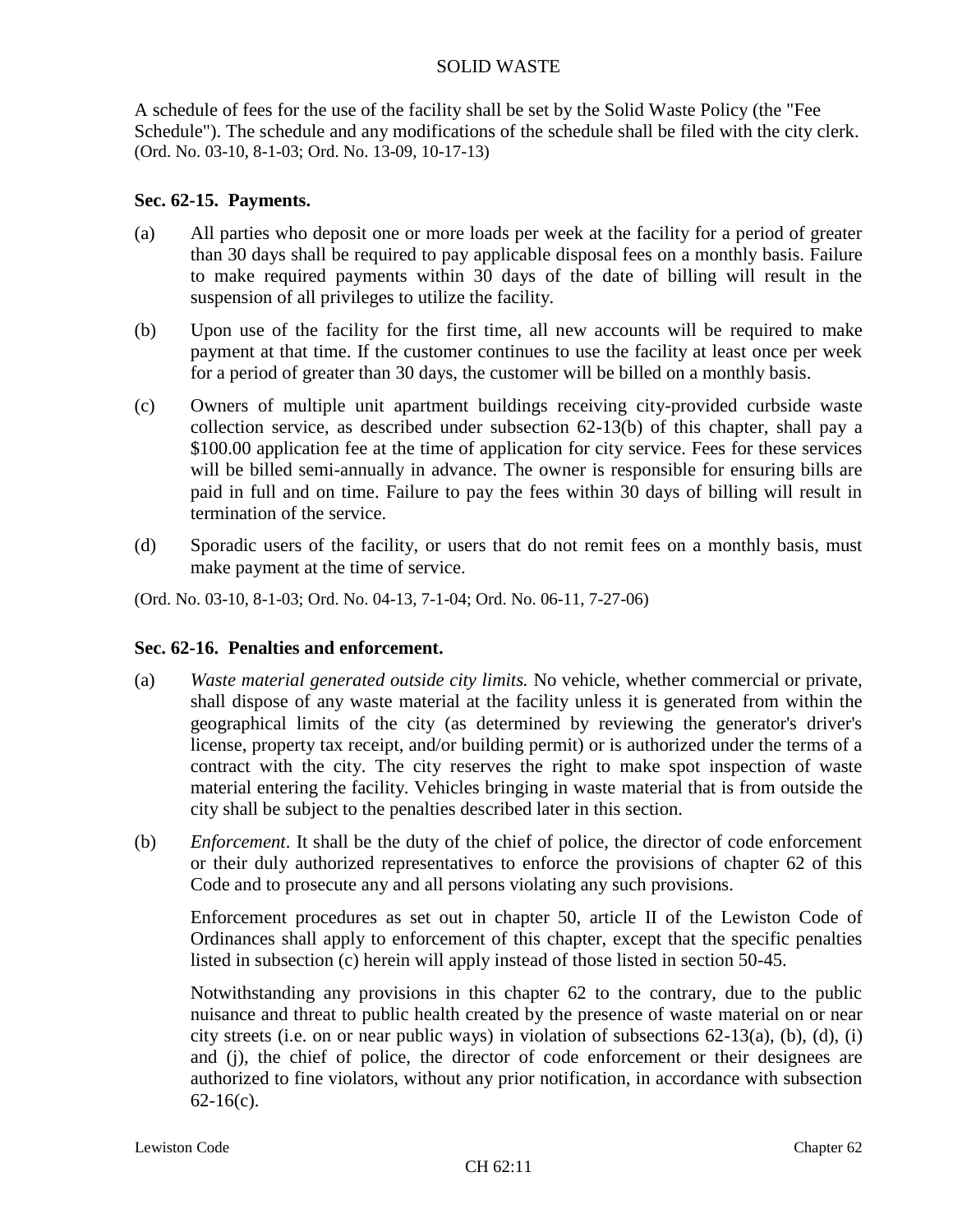A schedule of fees for the use of the facility shall be set by the Solid Waste Policy (the "Fee Schedule"). The schedule and any modifications of the schedule shall be filed with the city clerk. (Ord. No. 03-10, 8-1-03; Ord. No. 13-09, 10-17-13)

### Sec. 62-15. Payments.

(a) All parties who deposit one or more loads per week at the facility for a period of greater than 30 days shall be required to pay applicable disposal fees on a monthly basis. Failure to make required payments within 30 days of the date of billing will result in the suspension of all privileges to utilize the facility.

(b) Upon use of the facility for the first time, all new accounts will be required to make payment at that time. If the customer continues to use the facility at least once per week for a period of greater than 30 days, the customer will be billed on a monthly basis.

(c) Owners of multiple unit apartment buildings receiving city-provided curbside waste collection service, as described under subsection 62-13(b) of this chapter, shall pay a $100.00 application fee at the time of application for city service. Fees for these services will be billed semi-annually in advance. The owner is responsible for ensuring bills are paid in full and on time. Failure to pay the fees within 30 days of billing will result in termination of the service.

(d) Sporadic users of the facility, or users that do not remit fees on a monthly basis, must make payment at the time of service.

(Ord. No. 03-10, 8-1-03; Ord. No. 04-13, 7-1-04; Ord. No. 06-11, 7-27-06)

### Sec. 62-16. Penalties and enforcement.

(a) *Waste material generated outside city limits.* No vehicle, whether commercial or private, shall dispose of any waste material at the facility unless it is generated from within the geographical limits of the city (as determined by reviewing the generator's driver's license, property tax receipt, and/or building permit) or is authorized under the terms of a contract with the city. The city reserves the right to make spot inspection of waste material entering the facility. Vehicles bringing in waste material that is from outside the city shall be subject to the penalties described later in this section.

(b) *Enforcement*. It shall be the duty of the chief of police, the director of code enforcement or their duly authorized representatives to enforce the provisions of chapter 62 of this Code and to prosecute any and all persons violating any such provisions.

Enforcement procedures as set out in chapter 50, article II of the Lewiston Code of Ordinances shall apply to enforcement of this chapter, except that the specific penalties listed in subsection (c) herein will apply instead of those listed in section 50-45.

Notwithstanding any provisions in this chapter 62 to the contrary, due to the public nuisance and threat to public health created by the presence of waste material on or near city streets (i.e. on or near public ways) in violation of subsections 62-13(a), (b), (d), (i) and (j), the chief of police, the director of code enforcement or their designees are authorized to fine violators, without any prior notification, in accordance with subsection 62-16(c).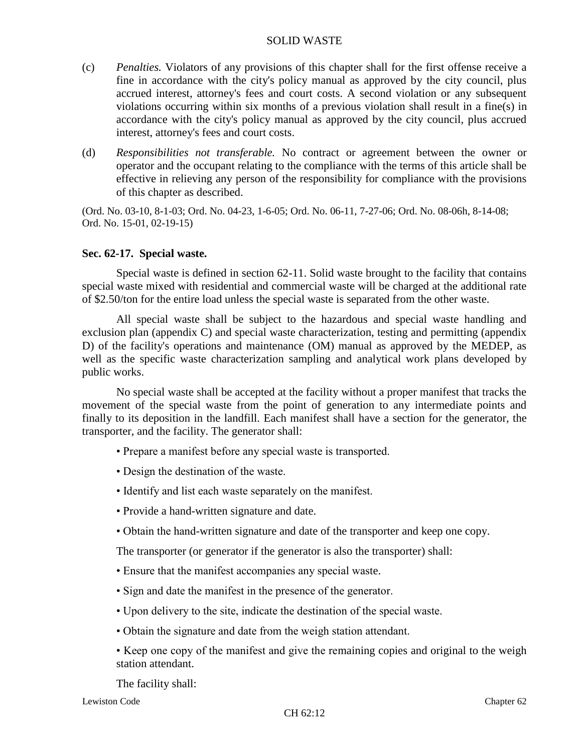(c) *Penalties.* Violators of any provisions of this chapter shall for the first offense receive a fine in accordance with the city's policy manual as approved by the city council, plus accrued interest, attorney's fees and court costs. A second violation or any subsequent violations occurring within six months of a previous violation shall result in a fine(s) in accordance with the city's policy manual as approved by the city council, plus accrued interest, attorney's fees and court costs.

(d) *Responsibilities not transferable.* No contract or agreement between the owner or operator and the occupant relating to the compliance with the terms of this article shall be effective in relieving any person of the responsibility for compliance with the provisions of this chapter as described.

(Ord. No. 03-10, 8-1-03; Ord. No. 04-23, 1-6-05; Ord. No. 06-11, 7-27-06; Ord. No. 08-06h, 8-14-08; Ord. No. 15-01, 02-19-15)

**Sec. 62-17. Special waste.**

Special waste is defined in section 62-11. Solid waste brought to the facility that contains special waste mixed with residential and commercial waste will be charged at the additional rate of $2.50/ton for the entire load unless the special waste is separated from the other waste.

All special waste shall be subject to the hazardous and special waste handling and exclusion plan (appendix C) and special waste characterization, testing and permitting (appendix D) of the facility's operations and maintenance (OM) manual as approved by the MEDEP, as well as the specific waste characterization sampling and analytical work plans developed by public works.

No special waste shall be accepted at the facility without a proper manifest that tracks the movement of the special waste from the point of generation to any intermediate points and finally to its deposition in the landfill. Each manifest shall have a section for the generator, the transporter, and the facility. The generator shall:

- Prepare a manifest before any special waste is transported.
- Design the destination of the waste.
- Identify and list each waste separately on the manifest.
- Provide a hand-written signature and date.
- Obtain the hand-written signature and date of the transporter and keep one copy.

The transporter (or generator if the generator is also the transporter) shall:

- Ensure that the manifest accompanies any special waste.
- Sign and date the manifest in the presence of the generator.
- Upon delivery to the site, indicate the destination of the special waste.
- Obtain the signature and date from the weigh station attendant.
- Keep one copy of the manifest and give the remaining copies and original to the weigh station attendant.

The facility shall: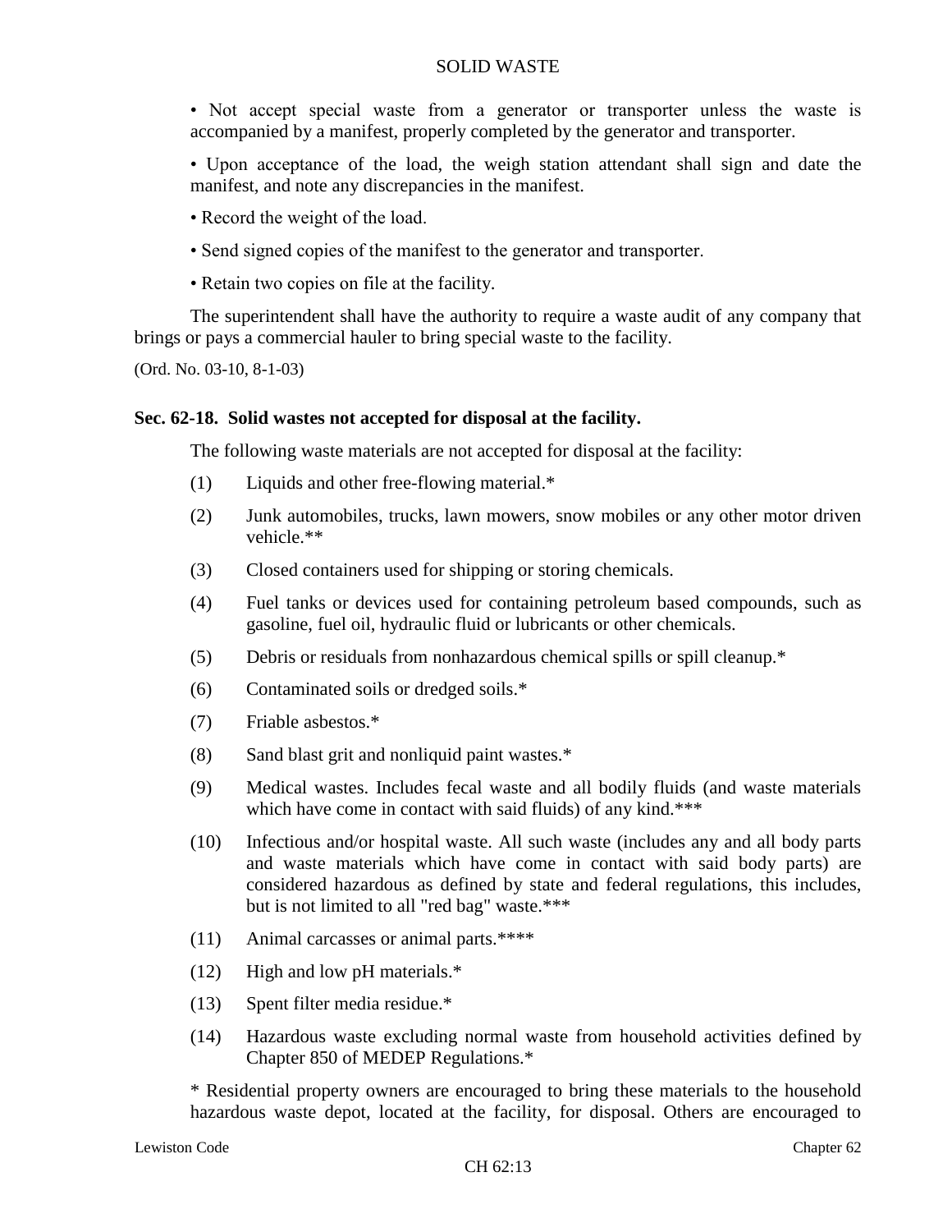• Not accept special waste from a generator or transporter unless the waste is accompanied by a manifest, properly completed by the generator and transporter.

• Upon acceptance of the load, the weigh station attendant shall sign and date the manifest, and note any discrepancies in the manifest.

• Record the weight of the load.

• Send signed copies of the manifest to the generator and transporter.

• Retain two copies on file at the facility.

The superintendent shall have the authority to require a waste audit of any company that brings or pays a commercial hauler to bring special waste to the facility.

(Ord. No. 03-10, 8-1-03)

**Sec. 62-18. Solid wastes not accepted for disposal at the facility.**

The following waste materials are not accepted for disposal at the facility:

(1) Liquids and other free-flowing material.*

(2) Junk automobiles, trucks, lawn mowers, snow mobiles or any other motor driven vehicle.**

(3) Closed containers used for shipping or storing chemicals.

(4) Fuel tanks or devices used for containing petroleum based compounds, such as gasoline, fuel oil, hydraulic fluid or lubricants or other chemicals.

(5) Debris or residuals from nonhazardous chemical spills or spill cleanup.*

(6) Contaminated soils or dredged soils.*

(7) Friable asbestos.*

(8) Sand blast grit and nonliquid paint wastes.*

(9) Medical wastes. Includes fecal waste and all bodily fluids (and waste materials which have come in contact with said fluids) of any kind.***

(10) Infectious and/or hospital waste. All such waste (includes any and all body parts and waste materials which have come in contact with said body parts) are considered hazardous as defined by state and federal regulations, this includes, but is not limited to all "red bag" waste.***

(11) Animal carcasses or animal parts.****

(12) High and low pH materials.*

(13) Spent filter media residue.*

(14) Hazardous waste excluding normal waste from household activities defined by Chapter 850 of MEDEP Regulations.*

* Residential property owners are encouraged to bring these materials to the household hazardous waste depot, located at the facility, for disposal. Others are encouraged to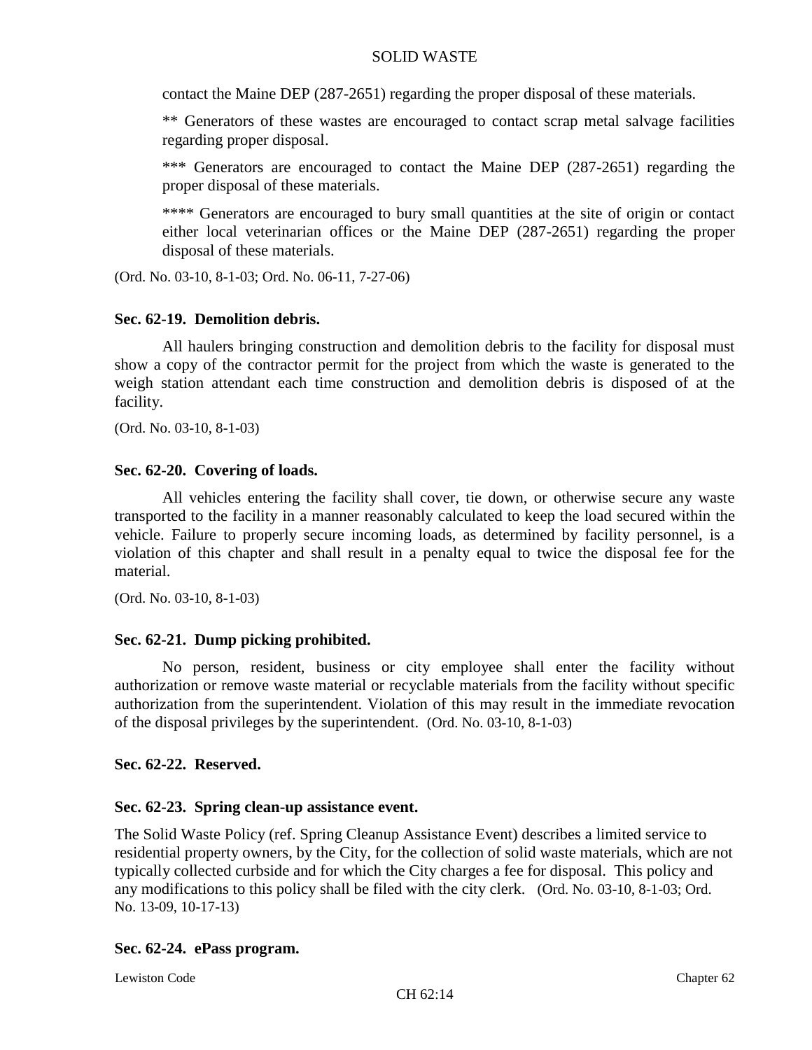contact the Maine DEP (287-2651) regarding the proper disposal of these materials.

** Generators of these wastes are encouraged to contact scrap metal salvage facilities regarding proper disposal.

*** Generators are encouraged to contact the Maine DEP (287-2651) regarding the proper disposal of these materials.

**** Generators are encouraged to bury small quantities at the site of origin or contact either local veterinarian offices or the Maine DEP (287-2651) regarding the proper disposal of these materials.

(Ord. No. 03-10, 8-1-03; Ord. No. 06-11, 7-27-06)

### Sec. 62-19. Demolition debris.

All haulers bringing construction and demolition debris to the facility for disposal must show a copy of the contractor permit for the project from which the waste is generated to the weigh station attendant each time construction and demolition debris is disposed of at the facility.

(Ord. No. 03-10, 8-1-03)

### Sec. 62-20. Covering of loads.

All vehicles entering the facility shall cover, tie down, or otherwise secure any waste transported to the facility in a manner reasonably calculated to keep the load secured within the vehicle. Failure to properly secure incoming loads, as determined by facility personnel, is a violation of this chapter and shall result in a penalty equal to twice the disposal fee for the material.

(Ord. No. 03-10, 8-1-03)

### Sec. 62-21. Dump picking prohibited.

No person, resident, business or city employee shall enter the facility without authorization or remove waste material or recyclable materials from the facility without specific authorization from the superintendent. Violation of this may result in the immediate revocation of the disposal privileges by the superintendent. (Ord. No. 03-10, 8-1-03)

### Sec. 62-22. Reserved.

### Sec. 62-23. Spring clean-up assistance event.

The Solid Waste Policy (ref. Spring Cleanup Assistance Event) describes a limited service to residential property owners, by the City, for the collection of solid waste materials, which are not typically collected curbside and for which the City charges a fee for disposal. This policy and any modifications to this policy shall be filed with the city clerk. (Ord. No. 03-10, 8-1-03; Ord. No. 13-09, 10-17-13)

### Sec. 62-24. ePass program.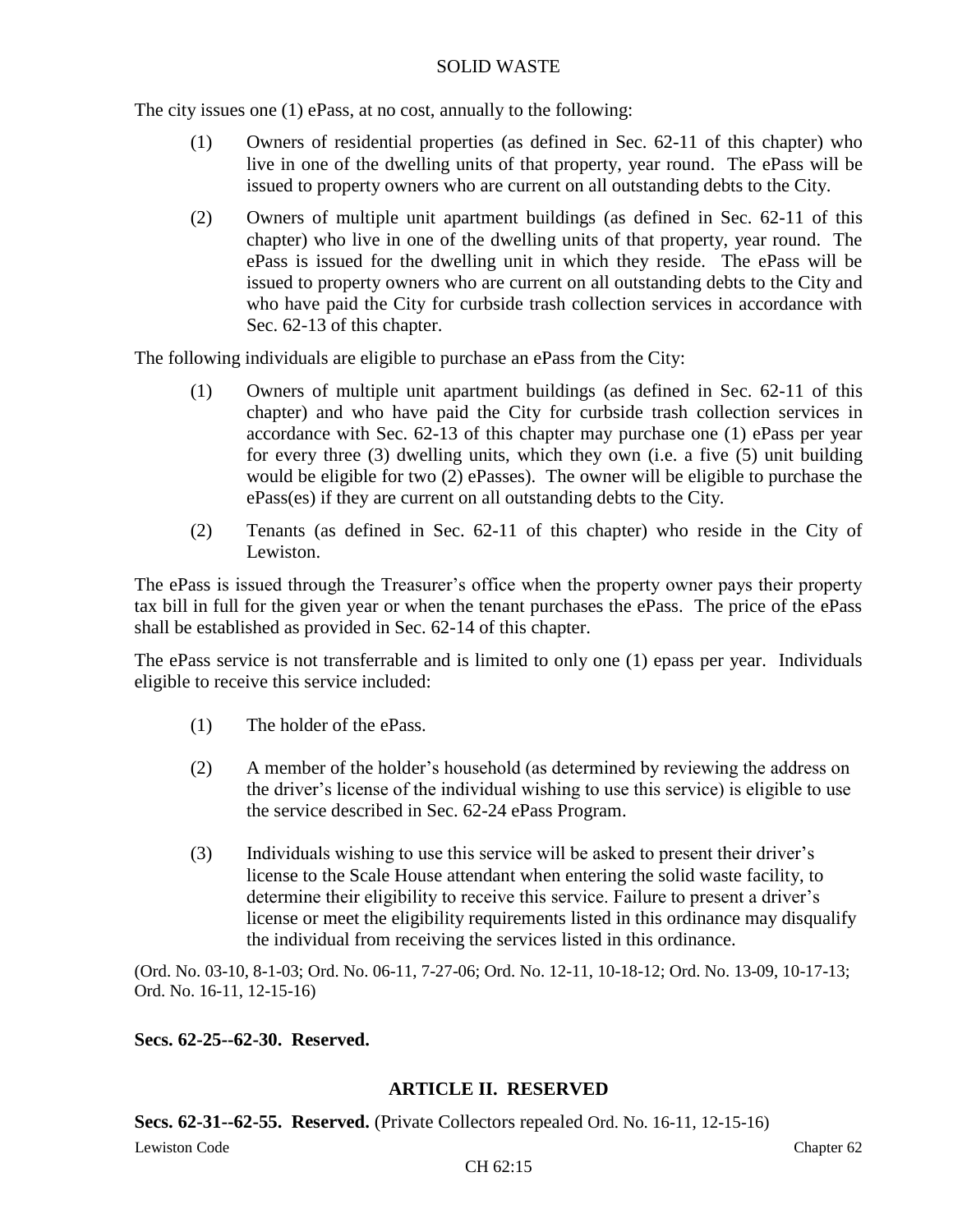The city issues one (1) ePass, at no cost, annually to the following:

(1) Owners of residential properties (as defined in Sec. 62-11 of this chapter) who live in one of the dwelling units of that property, year round. The ePass will be issued to property owners who are current on all outstanding debts to the City.

(2) Owners of multiple unit apartment buildings (as defined in Sec. 62-11 of this chapter) who live in one of the dwelling units of that property, year round. The ePass is issued for the dwelling unit in which they reside. The ePass will be issued to property owners who are current on all outstanding debts to the City and who have paid the City for curbside trash collection services in accordance with Sec. 62-13 of this chapter.

The following individuals are eligible to purchase an ePass from the City:

(1) Owners of multiple unit apartment buildings (as defined in Sec. 62-11 of this chapter) and who have paid the City for curbside trash collection services in accordance with Sec. 62-13 of this chapter may purchase one (1) ePass per year for every three (3) dwelling units, which they own (i.e. a five (5) unit building would be eligible for two (2) ePasses). The owner will be eligible to purchase the ePass(es) if they are current on all outstanding debts to the City.

(2) Tenants (as defined in Sec. 62-11 of this chapter) who reside in the City of Lewiston.

The ePass is issued through the Treasurer's office when the property owner pays their property tax bill in full for the given year or when the tenant purchases the ePass. The price of the ePass shall be established as provided in Sec. 62-14 of this chapter.

The ePass service is not transferrable and is limited to only one (1) epass per year. Individuals eligible to receive this service included:

(1) The holder of the ePass.

(2) A member of the holder's household (as determined by reviewing the address on the driver's license of the individual wishing to use this service) is eligible to use the service described in Sec. 62-24 ePass Program.

(3) Individuals wishing to use this service will be asked to present their driver's license to the Scale House attendant when entering the solid waste facility, to determine their eligibility to receive this service. Failure to present a driver's license or meet the eligibility requirements listed in this ordinance may disqualify the individual from receiving the services listed in this ordinance.

(Ord. No. 03-10, 8-1-03; Ord. No. 06-11, 7-27-06; Ord. No. 12-11, 10-18-12; Ord. No. 13-09, 10-17-13; Ord. No. 16-11, 12-15-16)

**Secs. 62-25--62-30. Reserved.**

## ARTICLE II. RESERVED

**Secs. 62-31--62-55. Reserved.** (Private Collectors repealed Ord. No. 16-11, 12-15-16)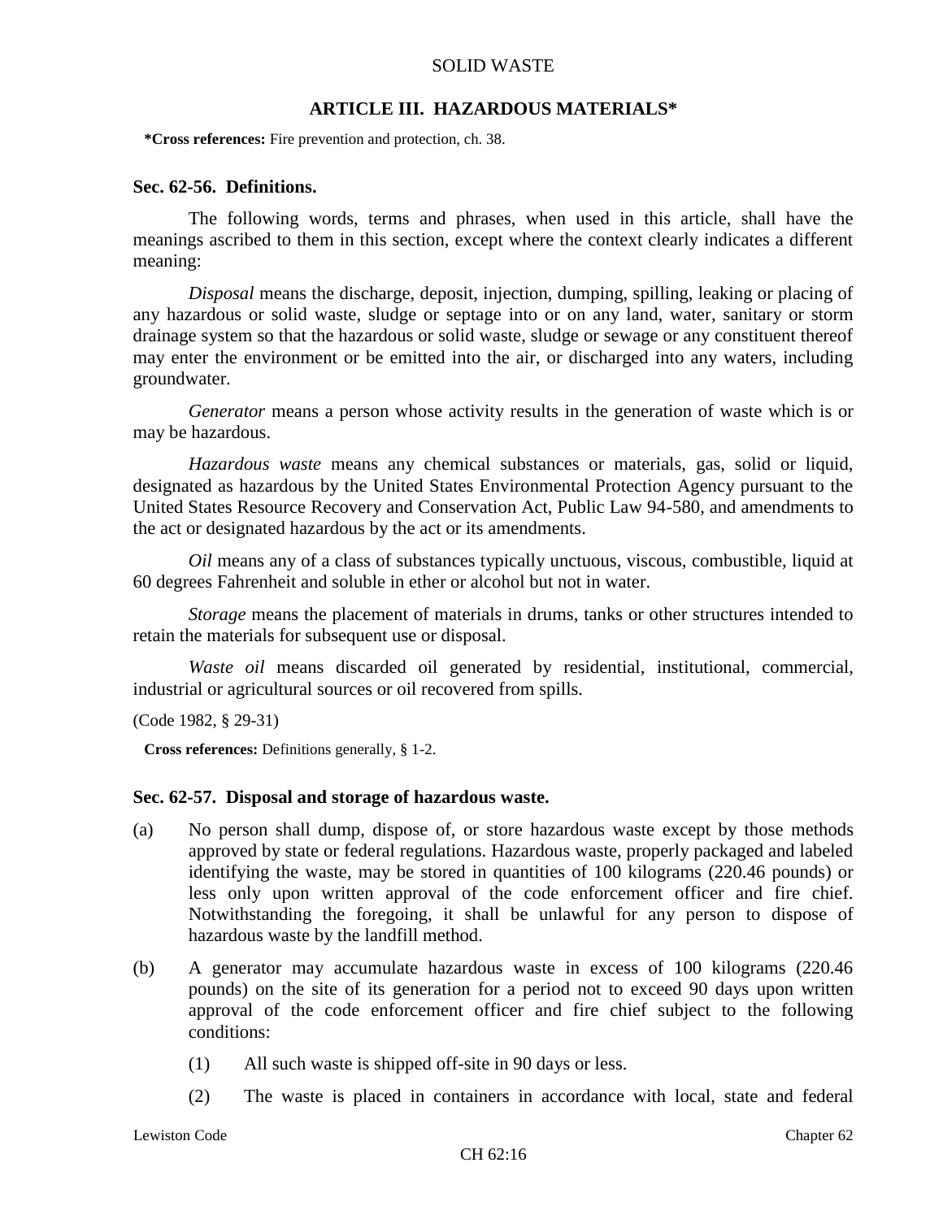## ARTICLE III. HAZARDOUS MATERIALS*

**\*Cross references:** Fire prevention and protection, ch. 38.

### Sec. 62-56. Definitions.

The following words, terms and phrases, when used in this article, shall have the meanings ascribed to them in this section, except where the context clearly indicates a different meaning:

*Disposal* means the discharge, deposit, injection, dumping, spilling, leaking or placing of any hazardous or solid waste, sludge or septage into or on any land, water, sanitary or storm drainage system so that the hazardous or solid waste, sludge or sewage or any constituent thereof may enter the environment or be emitted into the air, or discharged into any waters, including groundwater.

*Generator* means a person whose activity results in the generation of waste which is or may be hazardous.

*Hazardous waste* means any chemical substances or materials, gas, solid or liquid, designated as hazardous by the United States Environmental Protection Agency pursuant to the United States Resource Recovery and Conservation Act, Public Law 94-580, and amendments to the act or designated hazardous by the act or its amendments.

*Oil* means any of a class of substances typically unctuous, viscous, combustible, liquid at 60 degrees Fahrenheit and soluble in ether or alcohol but not in water.

*Storage* means the placement of materials in drums, tanks or other structures intended to retain the materials for subsequent use or disposal.

*Waste oil* means discarded oil generated by residential, institutional, commercial, industrial or agricultural sources or oil recovered from spills.

(Code 1982, § 29-31)

**Cross references:** Definitions generally, § 1-2.

### Sec. 62-57. Disposal and storage of hazardous waste.

(a) No person shall dump, dispose of, or store hazardous waste except by those methods approved by state or federal regulations. Hazardous waste, properly packaged and labeled identifying the waste, may be stored in quantities of 100 kilograms (220.46 pounds) or less only upon written approval of the code enforcement officer and fire chief. Notwithstanding the foregoing, it shall be unlawful for any person to dispose of hazardous waste by the landfill method.

(b) A generator may accumulate hazardous waste in excess of 100 kilograms (220.46 pounds) on the site of its generation for a period not to exceed 90 days upon written approval of the code enforcement officer and fire chief subject to the following conditions:

   (1) All such waste is shipped off-site in 90 days or less.

   (2) The waste is placed in containers in accordance with local, state and federal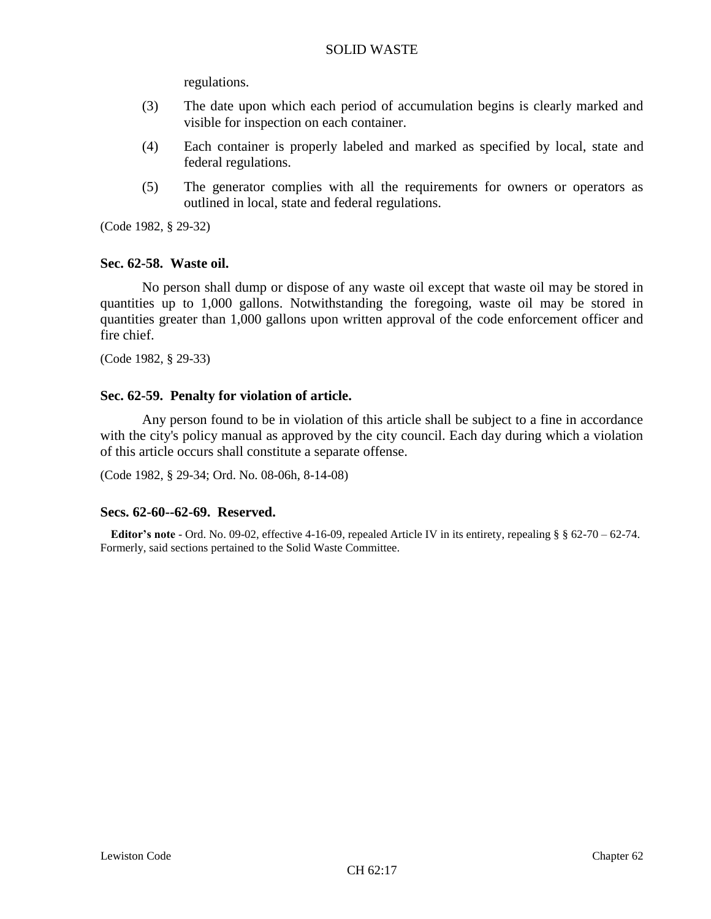regulations.

(3) The date upon which each period of accumulation begins is clearly marked and visible for inspection on each container.

(4) Each container is properly labeled and marked as specified by local, state and federal regulations.

(5) The generator complies with all the requirements for owners or operators as outlined in local, state and federal regulations.

(Code 1982, § 29-32)

### Sec. 62-58. Waste oil.

No person shall dump or dispose of any waste oil except that waste oil may be stored in quantities up to 1,000 gallons. Notwithstanding the foregoing, waste oil may be stored in quantities greater than 1,000 gallons upon written approval of the code enforcement officer and fire chief.

(Code 1982, § 29-33)

### Sec. 62-59. Penalty for violation of article.

Any person found to be in violation of this article shall be subject to a fine in accordance with the city's policy manual as approved by the city council. Each day during which a violation of this article occurs shall constitute a separate offense.

(Code 1982, § 29-34; Ord. No. 08-06h, 8-14-08)

### Secs. 62-60--62-69. Reserved.

**Editor's note** - Ord. No. 09-02, effective 4-16-09, repealed Article IV in its entirety, repealing § § 62-70 – 62-74. Formerly, said sections pertained to the Solid Waste Committee.